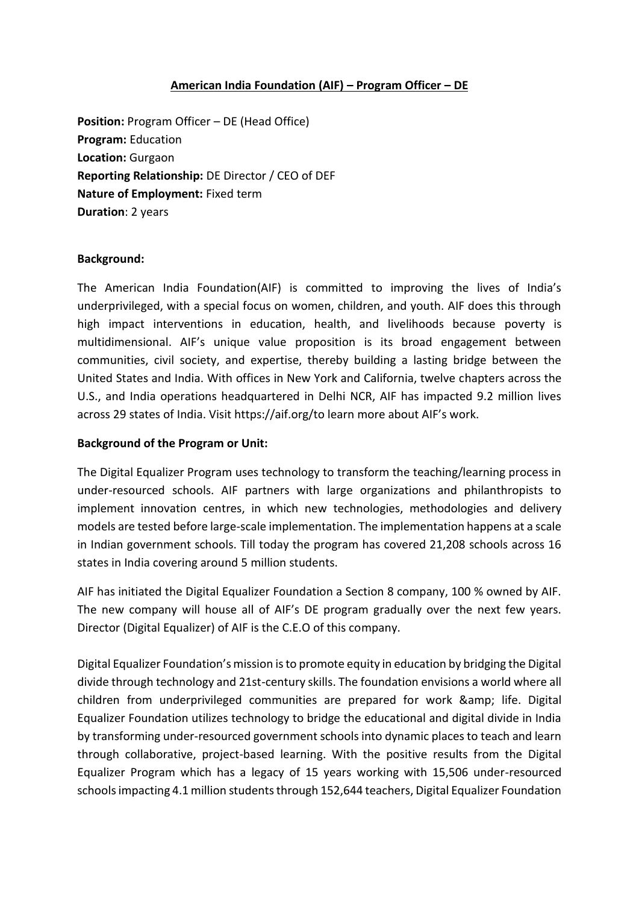## American India Foundation (AIF) – Program Officer – DE

**Position:** Program Officer – DE (Head Office)
**Program:** Education
**Location:** Gurgaon
**Reporting Relationship:** DE Director / CEO of DEF
**Nature of Employment:** Fixed term
**Duration**: 2 years

**Background:**

The American India Foundation(AIF) is committed to improving the lives of India's underprivileged, with a special focus on women, children, and youth. AIF does this through high impact interventions in education, health, and livelihoods because poverty is multidimensional. AIF's unique value proposition is its broad engagement between communities, civil society, and expertise, thereby building a lasting bridge between the United States and India. With offices in New York and California, twelve chapters across the U.S., and India operations headquartered in Delhi NCR, AIF has impacted 9.2 million lives across 29 states of India. Visit https://aif.org/to learn more about AIF's work.

**Background of the Program or Unit:**

The Digital Equalizer Program uses technology to transform the teaching/learning process in under-resourced schools. AIF partners with large organizations and philanthropists to implement innovation centres, in which new technologies, methodologies and delivery models are tested before large-scale implementation. The implementation happens at a scale in Indian government schools. Till today the program has covered 21,208 schools across 16 states in India covering around 5 million students.

AIF has initiated the Digital Equalizer Foundation a Section 8 company, 100 % owned by AIF. The new company will house all of AIF's DE program gradually over the next few years. Director (Digital Equalizer) of AIF is the C.E.O of this company.

Digital Equalizer Foundation's mission is to promote equity in education by bridging the Digital divide through technology and 21st-century skills. The foundation envisions a world where all children from underprivileged communities are prepared for work &amp; life. Digital Equalizer Foundation utilizes technology to bridge the educational and digital divide in India by transforming under-resourced government schools into dynamic places to teach and learn through collaborative, project-based learning. With the positive results from the Digital Equalizer Program which has a legacy of 15 years working with 15,506 under-resourced schools impacting 4.1 million students through 152,644 teachers, Digital Equalizer Foundation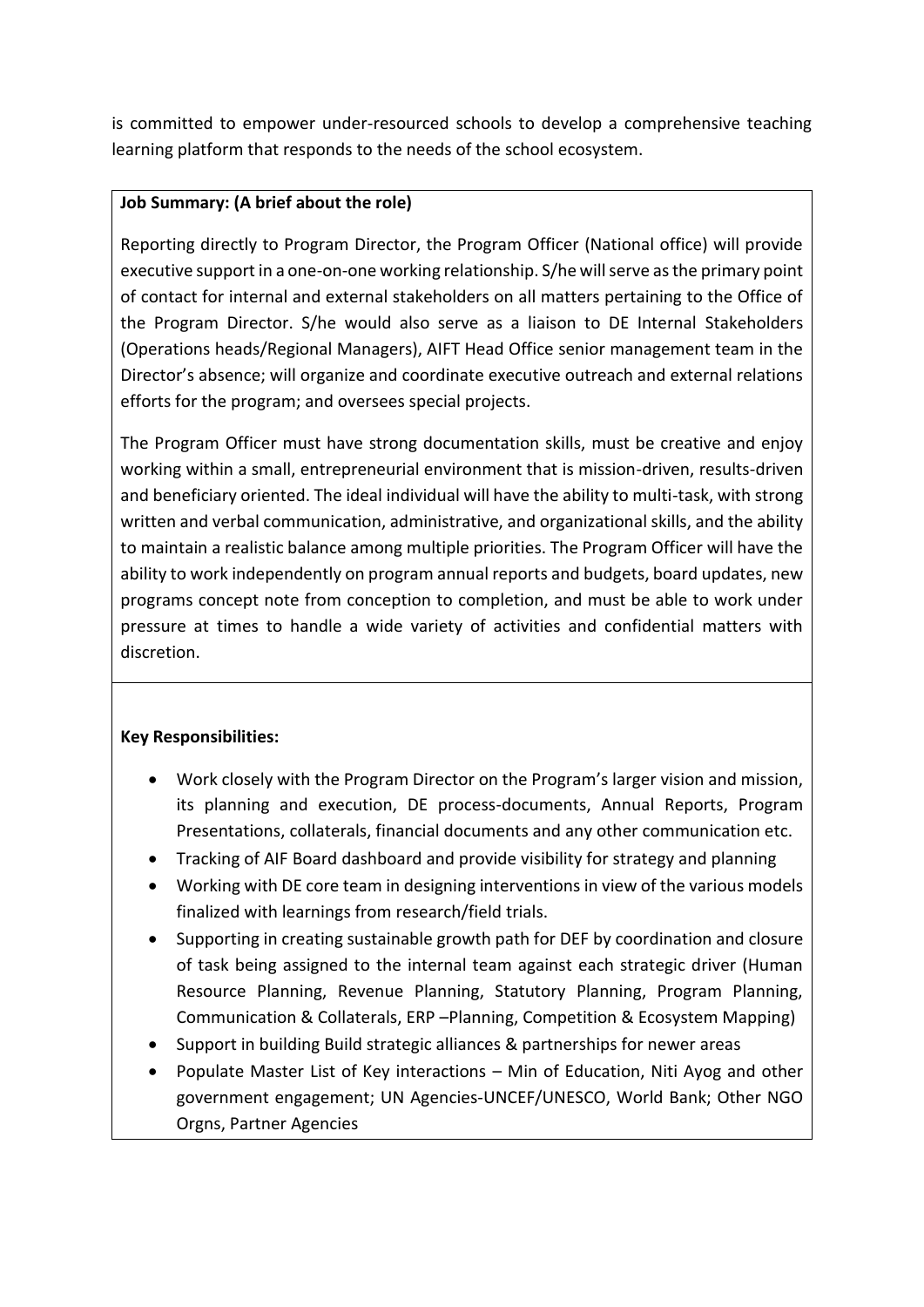is committed to empower under-resourced schools to develop a comprehensive teaching learning platform that responds to the needs of the school ecosystem.

**Job Summary: (A brief about the role)**

Reporting directly to Program Director, the Program Officer (National office) will provide executive support in a one-on-one working relationship. S/he will serve as the primary point of contact for internal and external stakeholders on all matters pertaining to the Office of the Program Director. S/he would also serve as a liaison to DE Internal Stakeholders (Operations heads/Regional Managers), AIFT Head Office senior management team in the Director's absence; will organize and coordinate executive outreach and external relations efforts for the program; and oversees special projects.

The Program Officer must have strong documentation skills, must be creative and enjoy working within a small, entrepreneurial environment that is mission-driven, results-driven and beneficiary oriented. The ideal individual will have the ability to multi-task, with strong written and verbal communication, administrative, and organizational skills, and the ability to maintain a realistic balance among multiple priorities. The Program Officer will have the ability to work independently on program annual reports and budgets, board updates, new programs concept note from conception to completion, and must be able to work under pressure at times to handle a wide variety of activities and confidential matters with discretion.

**Key Responsibilities:**

- Work closely with the Program Director on the Program's larger vision and mission, its planning and execution, DE process-documents, Annual Reports, Program Presentations, collaterals, financial documents and any other communication etc.
- Tracking of AIF Board dashboard and provide visibility for strategy and planning
- Working with DE core team in designing interventions in view of the various models finalized with learnings from research/field trials.
- Supporting in creating sustainable growth path for DEF by coordination and closure of task being assigned to the internal team against each strategic driver (Human Resource Planning, Revenue Planning, Statutory Planning, Program Planning, Communication & Collaterals, ERP –Planning, Competition & Ecosystem Mapping)
- Support in building Build strategic alliances & partnerships for newer areas
- Populate Master List of Key interactions – Min of Education, Niti Ayog and other government engagement; UN Agencies-UNCEF/UNESCO, World Bank; Other NGO Orgns, Partner Agencies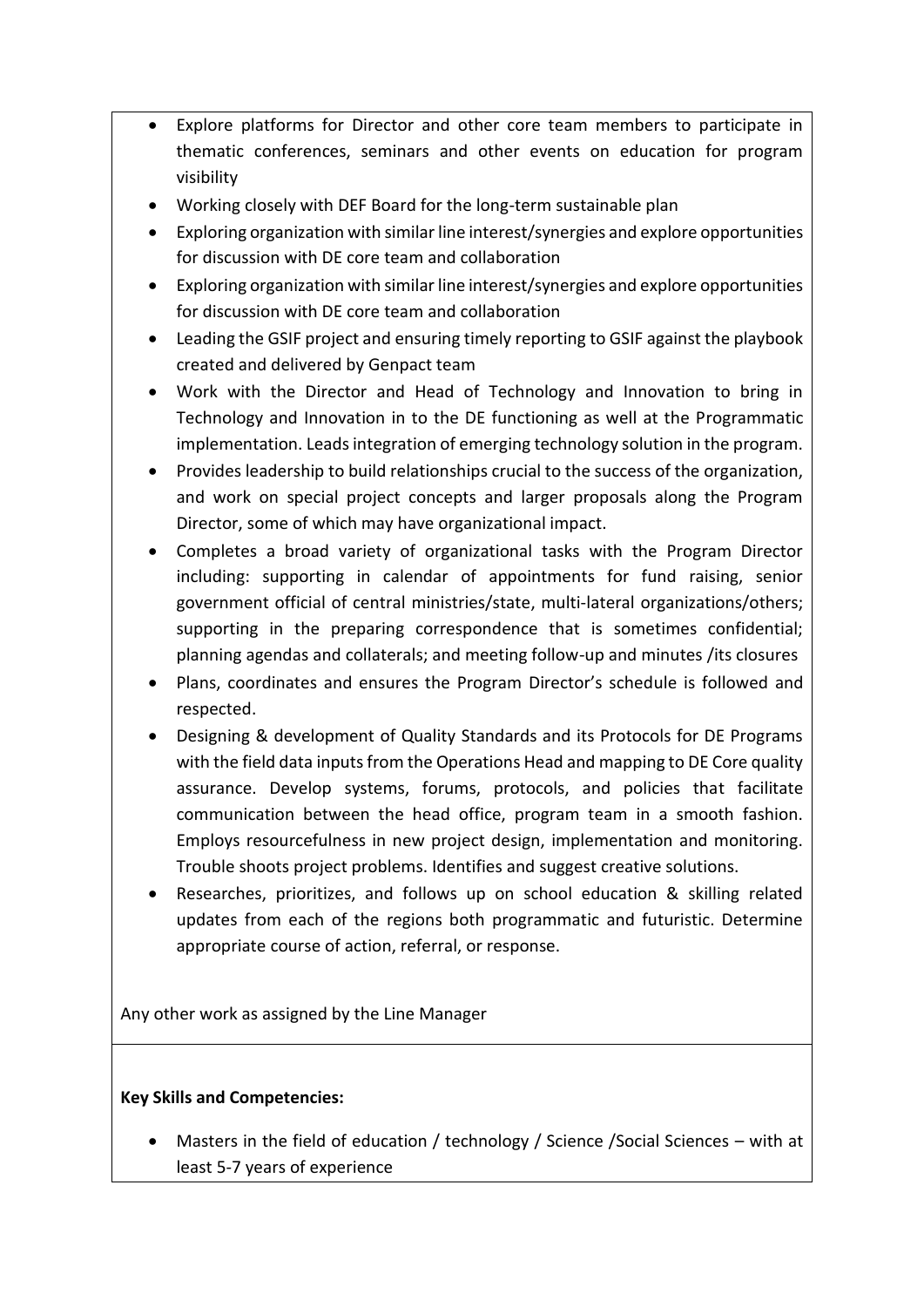- Explore platforms for Director and other core team members to participate in thematic conferences, seminars and other events on education for program visibility
- Working closely with DEF Board for the long-term sustainable plan
- Exploring organization with similar line interest/synergies and explore opportunities for discussion with DE core team and collaboration
- Exploring organization with similar line interest/synergies and explore opportunities for discussion with DE core team and collaboration
- Leading the GSIF project and ensuring timely reporting to GSIF against the playbook created and delivered by Genpact team
- Work with the Director and Head of Technology and Innovation to bring in Technology and Innovation in to the DE functioning as well at the Programmatic implementation. Leads integration of emerging technology solution in the program.
- Provides leadership to build relationships crucial to the success of the organization, and work on special project concepts and larger proposals along the Program Director, some of which may have organizational impact.
- Completes a broad variety of organizational tasks with the Program Director including: supporting in calendar of appointments for fund raising, senior government official of central ministries/state, multi-lateral organizations/others; supporting in the preparing correspondence that is sometimes confidential; planning agendas and collaterals; and meeting follow-up and minutes /its closures
- Plans, coordinates and ensures the Program Director's schedule is followed and respected.
- Designing & development of Quality Standards and its Protocols for DE Programs with the field data inputs from the Operations Head and mapping to DE Core quality assurance. Develop systems, forums, protocols, and policies that facilitate communication between the head office, program team in a smooth fashion. Employs resourcefulness in new project design, implementation and monitoring. Trouble shoots project problems. Identifies and suggest creative solutions.
- Researches, prioritizes, and follows up on school education & skilling related updates from each of the regions both programmatic and futuristic. Determine appropriate course of action, referral, or response.

Any other work as assigned by the Line Manager

**Key Skills and Competencies:**

- Masters in the field of education / technology / Science /Social Sciences – with at least 5-7 years of experience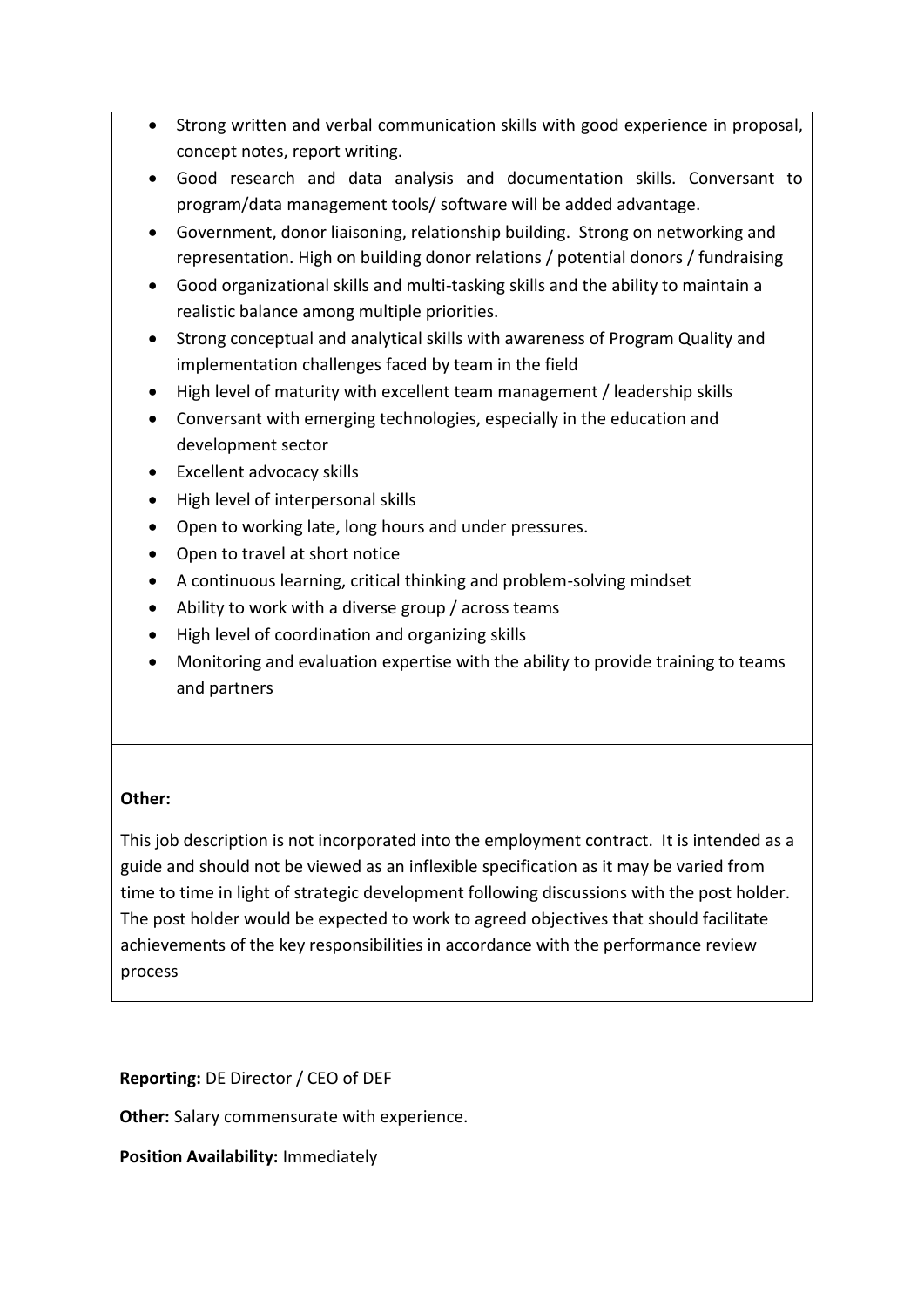- Strong written and verbal communication skills with good experience in proposal, concept notes, report writing.
- Good research and data analysis and documentation skills. Conversant to program/data management tools/ software will be added advantage.
- Government, donor liaisoning, relationship building. Strong on networking and representation. High on building donor relations / potential donors / fundraising
- Good organizational skills and multi-tasking skills and the ability to maintain a realistic balance among multiple priorities.
- Strong conceptual and analytical skills with awareness of Program Quality and implementation challenges faced by team in the field
- High level of maturity with excellent team management / leadership skills
- Conversant with emerging technologies, especially in the education and development sector
- Excellent advocacy skills
- High level of interpersonal skills
- Open to working late, long hours and under pressures.
- Open to travel at short notice
- A continuous learning, critical thinking and problem-solving mindset
- Ability to work with a diverse group / across teams
- High level of coordination and organizing skills
- Monitoring and evaluation expertise with the ability to provide training to teams and partners

**Other:**

This job description is not incorporated into the employment contract. It is intended as a guide and should not be viewed as an inflexible specification as it may be varied from time to time in light of strategic development following discussions with the post holder. The post holder would be expected to work to agreed objectives that should facilitate achievements of the key responsibilities in accordance with the performance review process

**Reporting:** DE Director / CEO of DEF

**Other:** Salary commensurate with experience.

**Position Availability:** Immediately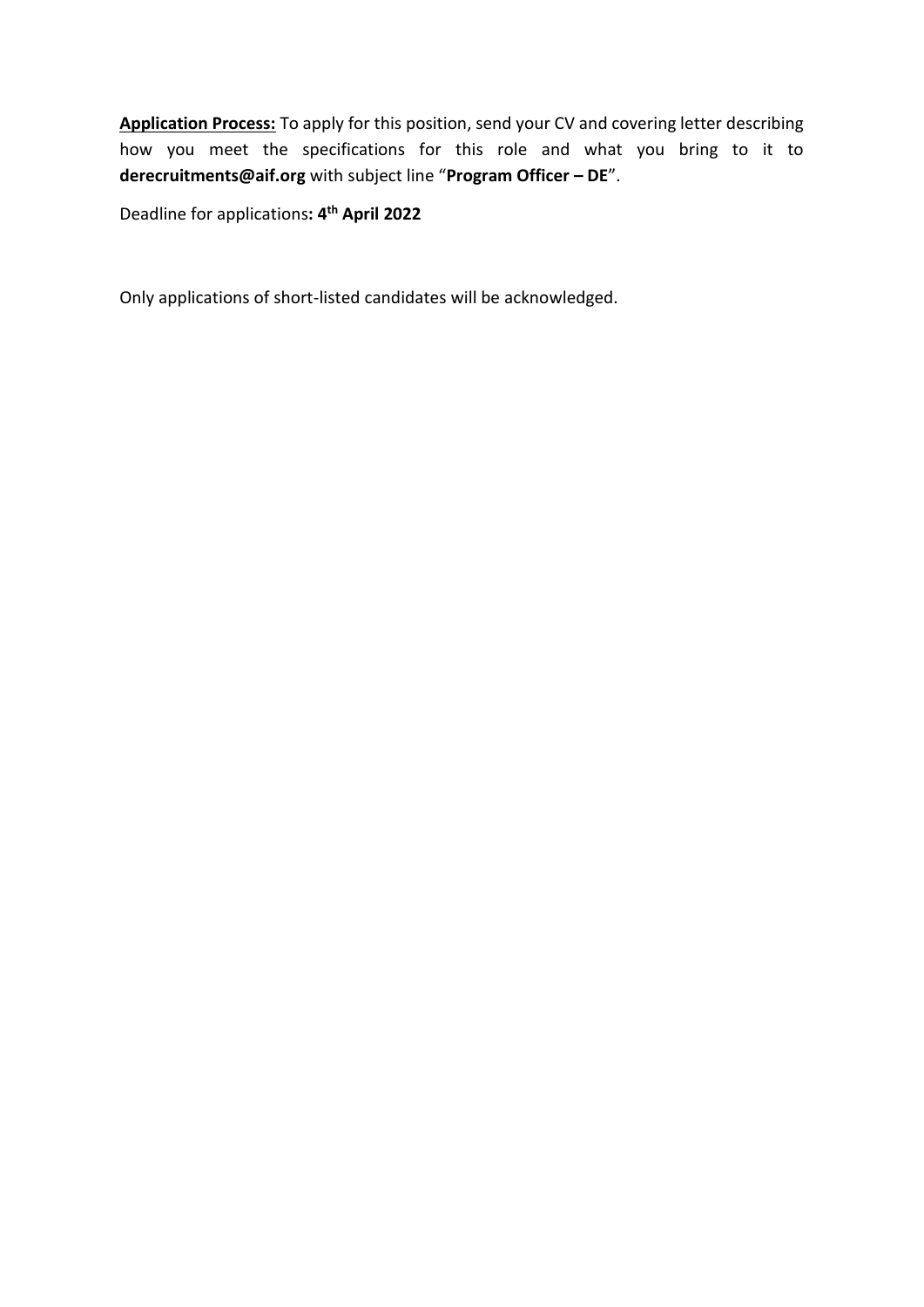**<u>Application Process:</u>** To apply for this position, send your CV and covering letter describing how you meet the specifications for this role and what you bring to it to **derecruitments@aif.org** with subject line "**Program Officer – DE**".

Deadline for applications**: 4th April 2022**

Only applications of short-listed candidates will be acknowledged.